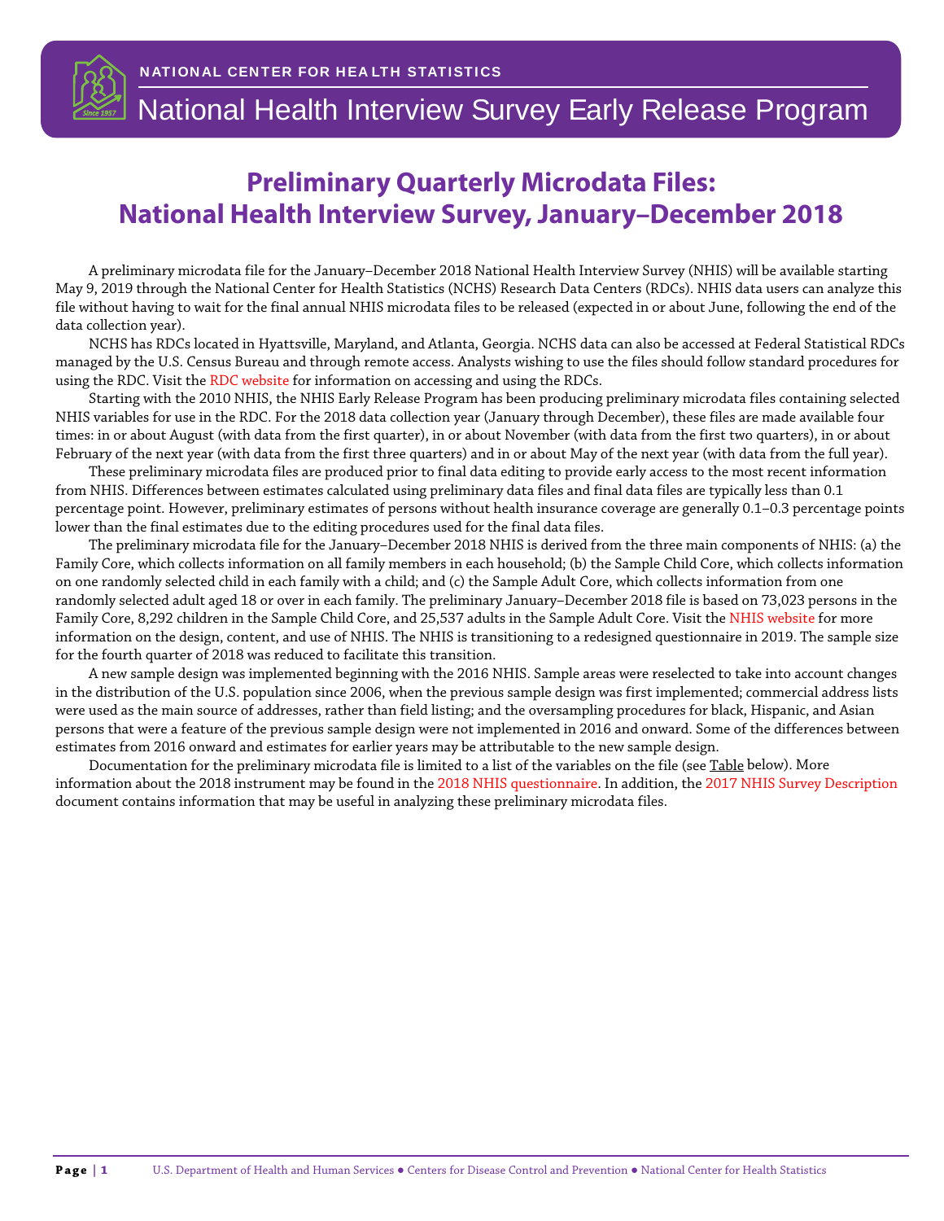NATIONAL CENTER FOR HEALTH STATISTICS

National Health Interview Survey Early Release Program

# Preliminary Quarterly Microdata Files: National Health Interview Survey, January–December 2018

A preliminary microdata file for the January–December 2018 National Health Interview Survey (NHIS) will be available starting May 9, 2019 through the National Center for Health Statistics (NCHS) Research Data Centers (RDCs). NHIS data users can analyze this file without having to wait for the final annual NHIS microdata files to be released (expected in or about June, following the end of the data collection year).

NCHS has RDCs located in Hyattsville, Maryland, and Atlanta, Georgia. NCHS data can also be accessed at Federal Statistical RDCs managed by the U.S. Census Bureau and through remote access. Analysts wishing to use the files should follow standard procedures for using the RDC. Visit the RDC website for information on accessing and using the RDCs.

Starting with the 2010 NHIS, the NHIS Early Release Program has been producing preliminary microdata files containing selected NHIS variables for use in the RDC. For the 2018 data collection year (January through December), these files are made available four times: in or about August (with data from the first quarter), in or about November (with data from the first two quarters), in or about February of the next year (with data from the first three quarters) and in or about May of the next year (with data from the full year).

These preliminary microdata files are produced prior to final data editing to provide early access to the most recent information from NHIS. Differences between estimates calculated using preliminary data files and final data files are typically less than 0.1 percentage point. However, preliminary estimates of persons without health insurance coverage are generally 0.1–0.3 percentage points lower than the final estimates due to the editing procedures used for the final data files.

The preliminary microdata file for the January–December 2018 NHIS is derived from the three main components of NHIS: (a) the Family Core, which collects information on all family members in each household; (b) the Sample Child Core, which collects information on one randomly selected child in each family with a child; and (c) the Sample Adult Core, which collects information from one randomly selected adult aged 18 or over in each family. The preliminary January–December 2018 file is based on 73,023 persons in the Family Core, 8,292 children in the Sample Child Core, and 25,537 adults in the Sample Adult Core. Visit the NHIS website for more information on the design, content, and use of NHIS. The NHIS is transitioning to a redesigned questionnaire in 2019. The sample size for the fourth quarter of 2018 was reduced to facilitate this transition.

A new sample design was implemented beginning with the 2016 NHIS. Sample areas were reselected to take into account changes in the distribution of the U.S. population since 2006, when the previous sample design was first implemented; commercial address lists were used as the main source of addresses, rather than field listing; and the oversampling procedures for black, Hispanic, and Asian persons that were a feature of the previous sample design were not implemented in 2016 and onward. Some of the differences between estimates from 2016 onward and estimates for earlier years may be attributable to the new sample design.

Documentation for the preliminary microdata file is limited to a list of the variables on the file (see Table below). More information about the 2018 instrument may be found in the 2018 NHIS questionnaire. In addition, the 2017 NHIS Survey Description document contains information that may be useful in analyzing these preliminary microdata files.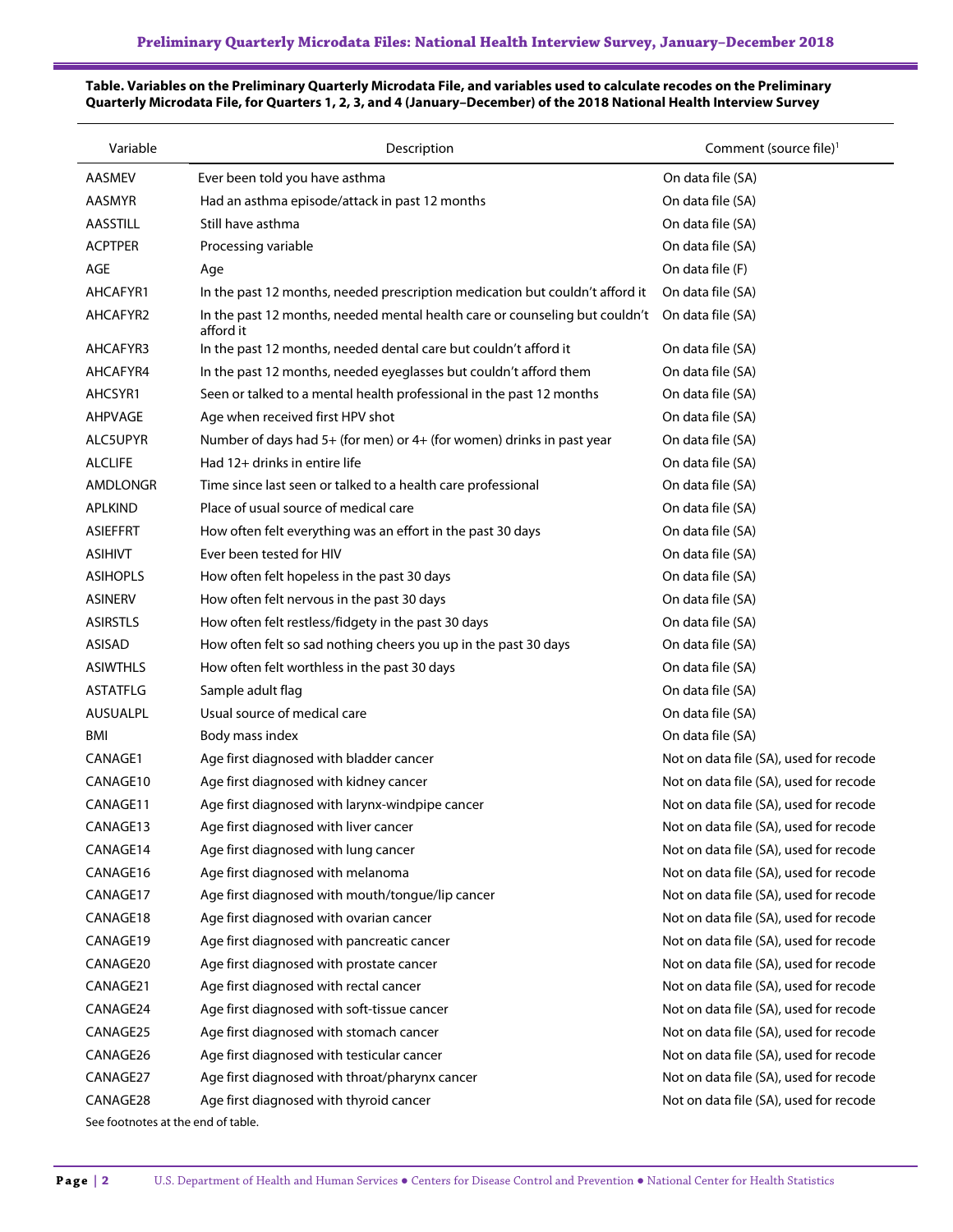**Table. Variables on the Preliminary Quarterly Microdata File, and variables used to calculate recodes on the Preliminary Quarterly Microdata File, for Quarters 1, 2, 3, and 4 (January–December) of the 2018 National Health Interview Survey**

| Variable | Description | Comment (source file)[1] |
|---|---|---|
| AASMEV | Ever been told you have asthma | On data file (SA) |
| AASMYR | Had an asthma episode/attack in past 12 months | On data file (SA) |
| AASSTILL | Still have asthma | On data file (SA) |
| ACPTPER | Processing variable | On data file (SA) |
| AGE | Age | On data file (F) |
| AHCAFYR1 | In the past 12 months, needed prescription medication but couldn't afford it | On data file (SA) |
| AHCAFYR2 | In the past 12 months, needed mental health care or counseling but couldn't afford it | On data file (SA) |
| AHCAFYR3 | In the past 12 months, needed dental care but couldn't afford it | On data file (SA) |
| AHCAFYR4 | In the past 12 months, needed eyeglasses but couldn't afford them | On data file (SA) |
| AHCSYR1 | Seen or talked to a mental health professional in the past 12 months | On data file (SA) |
| AHPVAGE | Age when received first HPV shot | On data file (SA) |
| ALC5UPYR | Number of days had 5+ (for men) or 4+ (for women) drinks in past year | On data file (SA) |
| ALCLIFE | Had 12+ drinks in entire life | On data file (SA) |
| AMDLONGR | Time since last seen or talked to a health care professional | On data file (SA) |
| APLKIND | Place of usual source of medical care | On data file (SA) |
| ASIEFFRT | How often felt everything was an effort in the past 30 days | On data file (SA) |
| ASIHIVT | Ever been tested for HIV | On data file (SA) |
| ASIHOPLS | How often felt hopeless in the past 30 days | On data file (SA) |
| ASINERV | How often felt nervous in the past 30 days | On data file (SA) |
| ASIRSTLS | How often felt restless/fidgety in the past 30 days | On data file (SA) |
| ASISAD | How often felt so sad nothing cheers you up in the past 30 days | On data file (SA) |
| ASIWTHLS | How often felt worthless in the past 30 days | On data file (SA) |
| ASTATFLG | Sample adult flag | On data file (SA) |
| AUSUALPL | Usual source of medical care | On data file (SA) |
| BMI | Body mass index | On data file (SA) |
| CANAGE1 | Age first diagnosed with bladder cancer | Not on data file (SA), used for recode |
| CANAGE10 | Age first diagnosed with kidney cancer | Not on data file (SA), used for recode |
| CANAGE11 | Age first diagnosed with larynx-windpipe cancer | Not on data file (SA), used for recode |
| CANAGE13 | Age first diagnosed with liver cancer | Not on data file (SA), used for recode |
| CANAGE14 | Age first diagnosed with lung cancer | Not on data file (SA), used for recode |
| CANAGE16 | Age first diagnosed with melanoma | Not on data file (SA), used for recode |
| CANAGE17 | Age first diagnosed with mouth/tongue/lip cancer | Not on data file (SA), used for recode |
| CANAGE18 | Age first diagnosed with ovarian cancer | Not on data file (SA), used for recode |
| CANAGE19 | Age first diagnosed with pancreatic cancer | Not on data file (SA), used for recode |
| CANAGE20 | Age first diagnosed with prostate cancer | Not on data file (SA), used for recode |
| CANAGE21 | Age first diagnosed with rectal cancer | Not on data file (SA), used for recode |
| CANAGE24 | Age first diagnosed with soft-tissue cancer | Not on data file (SA), used for recode |
| CANAGE25 | Age first diagnosed with stomach cancer | Not on data file (SA), used for recode |
| CANAGE26 | Age first diagnosed with testicular cancer | Not on data file (SA), used for recode |
| CANAGE27 | Age first diagnosed with throat/pharynx cancer | Not on data file (SA), used for recode |
| CANAGE28 | Age first diagnosed with thyroid cancer | Not on data file (SA), used for recode |

See footnotes at the end of table.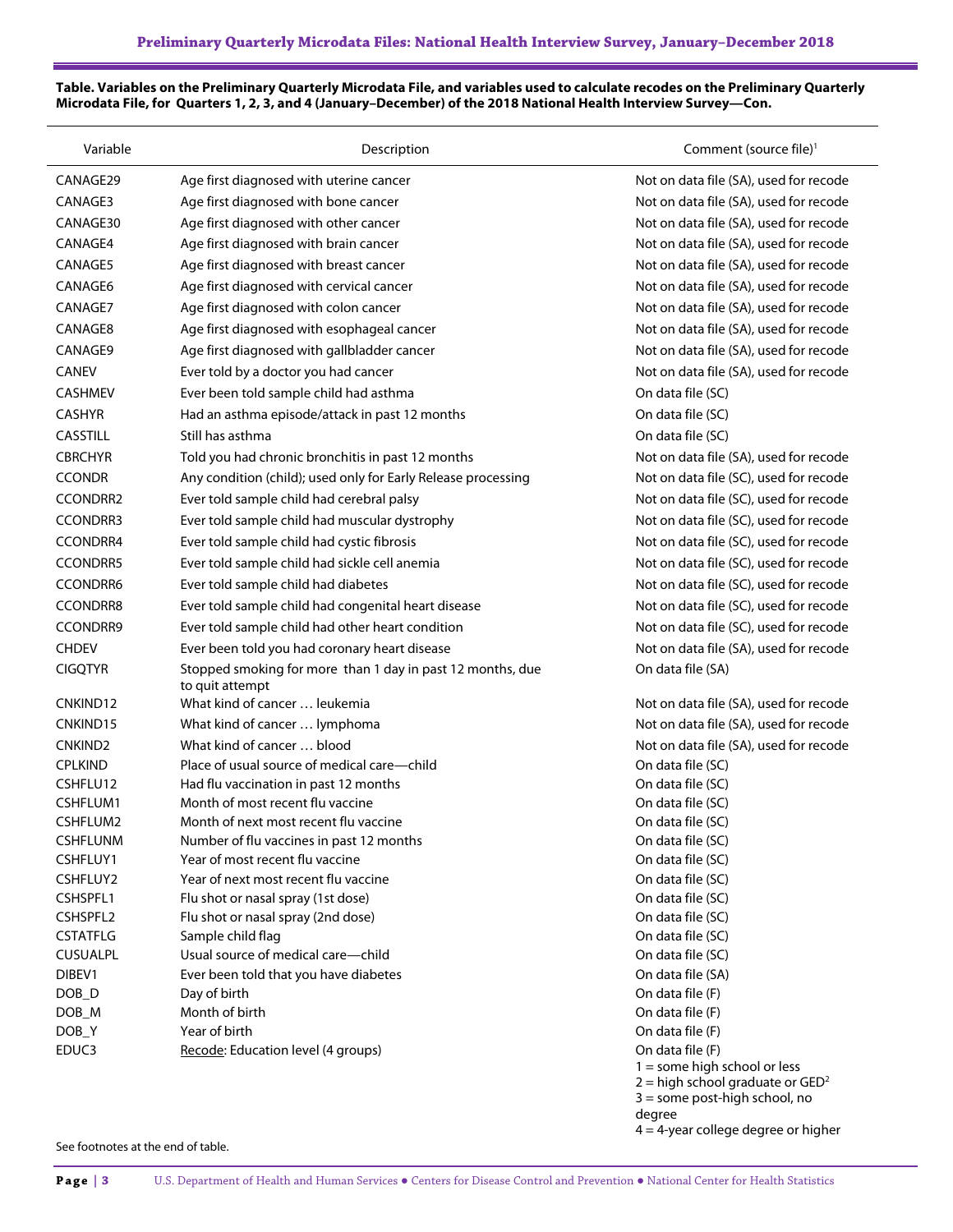**Table. Variables on the Preliminary Quarterly Microdata File, and variables used to calculate recodes on the Preliminary Quarterly Microdata File, for Quarters 1, 2, 3, and 4 (January–December) of the 2018 National Health Interview Survey—Con.**

| Variable | Description | Comment (source file)[1] |
|---|---|---|
| CANAGE29 | Age first diagnosed with uterine cancer | Not on data file (SA), used for recode |
| CANAGE3 | Age first diagnosed with bone cancer | Not on data file (SA), used for recode |
| CANAGE30 | Age first diagnosed with other cancer | Not on data file (SA), used for recode |
| CANAGE4 | Age first diagnosed with brain cancer | Not on data file (SA), used for recode |
| CANAGE5 | Age first diagnosed with breast cancer | Not on data file (SA), used for recode |
| CANAGE6 | Age first diagnosed with cervical cancer | Not on data file (SA), used for recode |
| CANAGE7 | Age first diagnosed with colon cancer | Not on data file (SA), used for recode |
| CANAGE8 | Age first diagnosed with esophageal cancer | Not on data file (SA), used for recode |
| CANAGE9 | Age first diagnosed with gallbladder cancer | Not on data file (SA), used for recode |
| CANEV | Ever told by a doctor you had cancer | Not on data file (SA), used for recode |
| CASHMEV | Ever been told sample child had asthma | On data file (SC) |
| CASHYR | Had an asthma episode/attack in past 12 months | On data file (SC) |
| CASSTILL | Still has asthma | On data file (SC) |
| CBRCHYR | Told you had chronic bronchitis in past 12 months | Not on data file (SA), used for recode |
| CCONDR | Any condition (child); used only for Early Release processing | Not on data file (SC), used for recode |
| CCONDRR2 | Ever told sample child had cerebral palsy | Not on data file (SC), used for recode |
| CCONDRR3 | Ever told sample child had muscular dystrophy | Not on data file (SC), used for recode |
| CCONDRR4 | Ever told sample child had cystic fibrosis | Not on data file (SC), used for recode |
| CCONDRR5 | Ever told sample child had sickle cell anemia | Not on data file (SC), used for recode |
| CCONDRR6 | Ever told sample child had diabetes | Not on data file (SC), used for recode |
| CCONDRR8 | Ever told sample child had congenital heart disease | Not on data file (SC), used for recode |
| CCONDRR9 | Ever told sample child had other heart condition | Not on data file (SC), used for recode |
| CHDEV | Ever been told you had coronary heart disease | Not on data file (SA), used for recode |
| CIGQTYR | Stopped smoking for more than 1 day in past 12 months, due to quit attempt | On data file (SA) |
| CNKIND12 | What kind of cancer … leukemia | Not on data file (SA), used for recode |
| CNKIND15 | What kind of cancer … lymphoma | Not on data file (SA), used for recode |
| CNKIND2 | What kind of cancer … blood | Not on data file (SA), used for recode |
| CPLKIND | Place of usual source of medical care—child | On data file (SC) |
| CSHFLU12 | Had flu vaccination in past 12 months | On data file (SC) |
| CSHFLUM1 | Month of most recent flu vaccine | On data file (SC) |
| CSHFLUM2 | Month of next most recent flu vaccine | On data file (SC) |
| CSHFLUNM | Number of flu vaccines in past 12 months | On data file (SC) |
| CSHFLUY1 | Year of most recent flu vaccine | On data file (SC) |
| CSHFLUY2 | Year of next most recent flu vaccine | On data file (SC) |
| CSHSPFL1 | Flu shot or nasal spray (1st dose) | On data file (SC) |
| CSHSPFL2 | Flu shot or nasal spray (2nd dose) | On data file (SC) |
| CSTATFLG | Sample child flag | On data file (SC) |
| CUSUALPL | Usual source of medical care—child | On data file (SC) |
| DIBEV1 | Ever been told that you have diabetes | On data file (SA) |
| DOB_D | Day of birth | On data file (F) |
| DOB_M | Month of birth | On data file (F) |
| DOB_Y | Year of birth | On data file (F) |
| EDUC3 | Recode: Education level (4 groups) | On data file (F)<br>1 = some high school or less<br>2 = high school graduate or GED[2]<br>3 = some post-high school, no degree<br>4 = 4-year college degree or higher |

See footnotes at the end of table.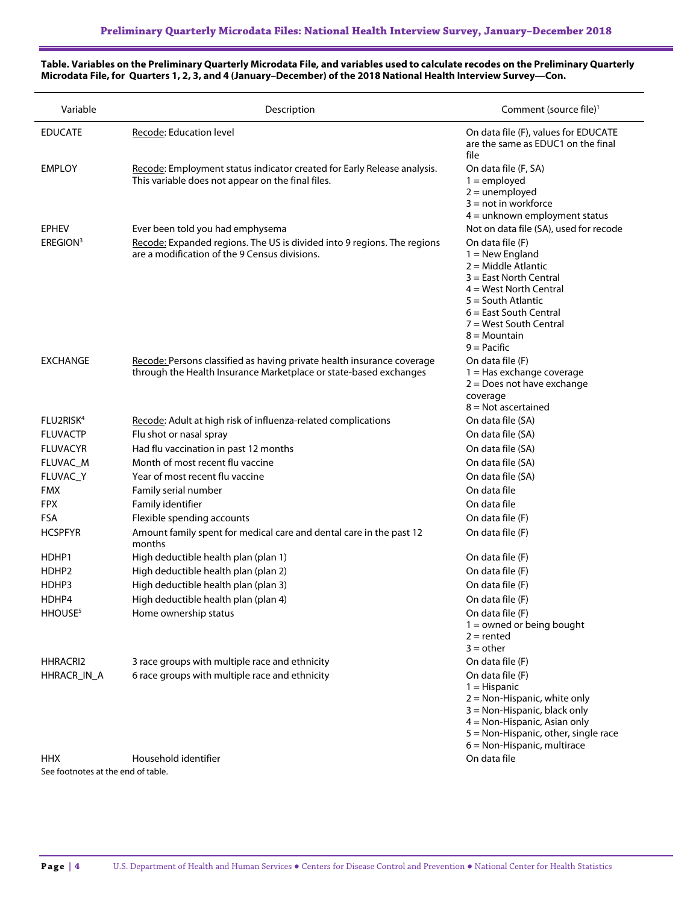**Table. Variables on the Preliminary Quarterly Microdata File, and variables used to calculate recodes on the Preliminary Quarterly Microdata File, for Quarters 1, 2, 3, and 4 (January–December) of the 2018 National Health Interview Survey—Con.**

| Variable | Description | Comment (source file)[1] |
|---|---|---|
| EDUCATE | Recode: Education level | On data file (F), values for EDUCATE are the same as EDUC1 on the final file |
| EMPLOY | Recode: Employment status indicator created for Early Release analysis. This variable does not appear on the final files. | On data file (F, SA)<br>1 = employed<br>2 = unemployed<br>3 = not in workforce<br>4 = unknown employment status |
| EPHEV | Ever been told you had emphysema | Not on data file (SA), used for recode |
| EREGION[3] | Recode: Expanded regions. The US is divided into 9 regions. The regions are a modification of the 9 Census divisions. | On data file (F)<br>1 = New England<br>2 = Middle Atlantic<br>3 = East North Central<br>4 = West North Central<br>5 = South Atlantic<br>6 = East South Central<br>7 = West South Central<br>8 = Mountain<br>9 = Pacific |
| EXCHANGE | Recode: Persons classified as having private health insurance coverage through the Health Insurance Marketplace or state-based exchanges | On data file (F)<br>1 = Has exchange coverage<br>2 = Does not have exchange coverage<br>8 = Not ascertained |
| FLU2RISK[4] | Recode: Adult at high risk of influenza-related complications | On data file (SA) |
| FLUVACTP | Flu shot or nasal spray | On data file (SA) |
| FLUVACYR | Had flu vaccination in past 12 months | On data file (SA) |
| FLUVAC_M | Month of most recent flu vaccine | On data file (SA) |
| FLUVAC_Y | Year of most recent flu vaccine | On data file (SA) |
| FMX | Family serial number | On data file |
| FPX | Family identifier | On data file |
| FSA | Flexible spending accounts | On data file (F) |
| HCSPFYR | Amount family spent for medical care and dental care in the past 12 months | On data file (F) |
| HDHP1 | High deductible health plan (plan 1) | On data file (F) |
| HDHP2 | High deductible health plan (plan 2) | On data file (F) |
| HDHP3 | High deductible health plan (plan 3) | On data file (F) |
| HDHP4 | High deductible health plan (plan 4) | On data file (F) |
| HHOUSE[5] | Home ownership status | On data file (F)<br>1 = owned or being bought<br>2 = rented<br>3 = other |
| HHRACRI2 | 3 race groups with multiple race and ethnicity | On data file (F) |
| HHRACR_IN_A | 6 race groups with multiple race and ethnicity | On data file (F)<br>1 = Hispanic<br>2 = Non-Hispanic, white only<br>3 = Non-Hispanic, black only<br>4 = Non-Hispanic, Asian only<br>5 = Non-Hispanic, other, single race<br>6 = Non-Hispanic, multirace |
| HHX | Household identifier | On data file |

See footnotes at the end of table.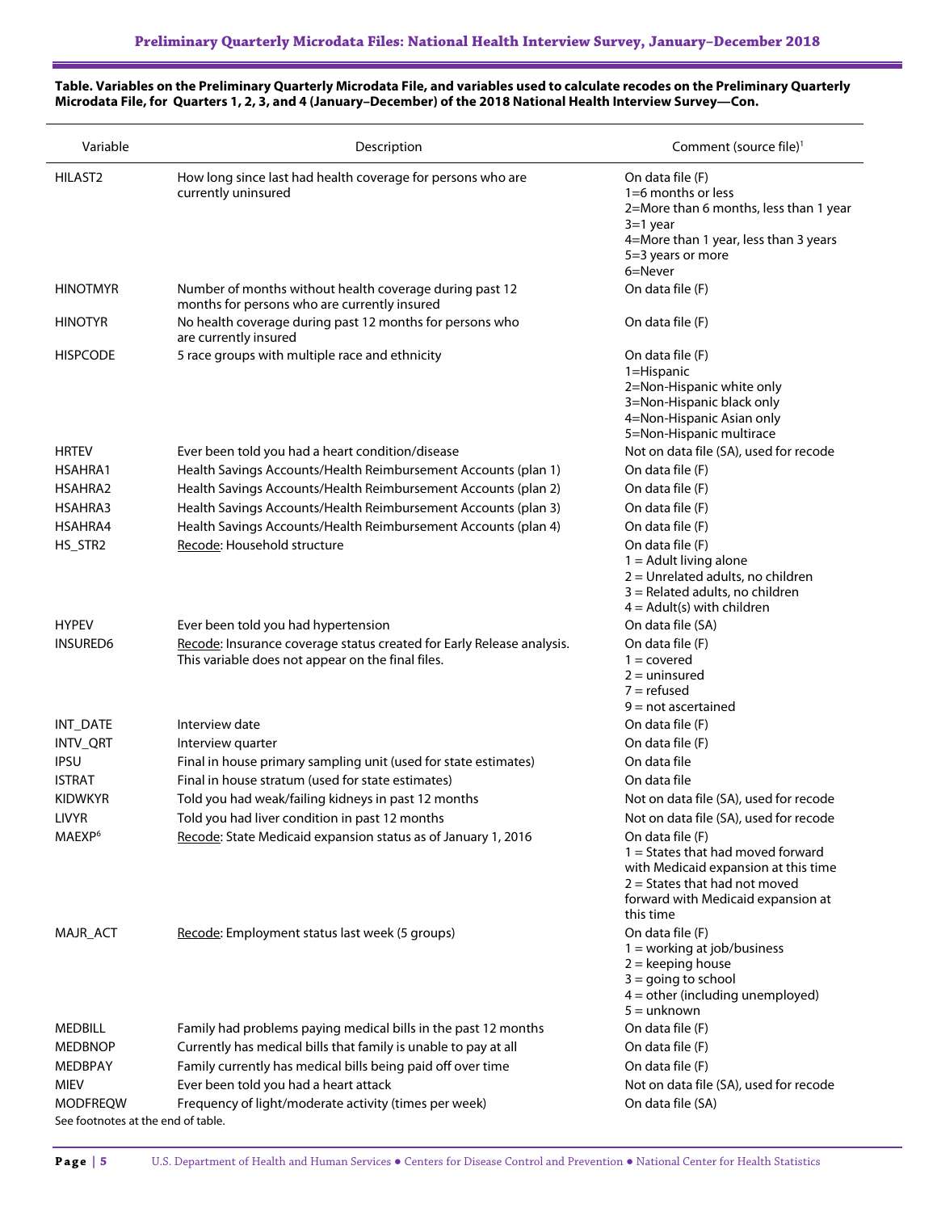**Table. Variables on the Preliminary Quarterly Microdata File, and variables used to calculate recodes on the Preliminary Quarterly Microdata File, for Quarters 1, 2, 3, and 4 (January–December) of the 2018 National Health Interview Survey—Con.**

| Variable | Description | Comment (source file)[1] |
|---|---|---|
| HILAST2 | How long since last had health coverage for persons who are currently uninsured | On data file (F)<br>1=6 months or less<br>2=More than 6 months, less than 1 year<br>3=1 year<br>4=More than 1 year, less than 3 years<br>5=3 years or more<br>6=Never |
| HINOTMYR | Number of months without health coverage during past 12 months for persons who are currently insured | On data file (F) |
| HINOTYR | No health coverage during past 12 months for persons who are currently insured | On data file (F) |
| HISPCODE | 5 race groups with multiple race and ethnicity | On data file (F)<br>1=Hispanic<br>2=Non-Hispanic white only<br>3=Non-Hispanic black only<br>4=Non-Hispanic Asian only<br>5=Non-Hispanic multirace |
| HRTEV | Ever been told you had a heart condition/disease | Not on data file (SA), used for recode |
| HSAHRA1 | Health Savings Accounts/Health Reimbursement Accounts (plan 1) | On data file (F) |
| HSAHRA2 | Health Savings Accounts/Health Reimbursement Accounts (plan 2) | On data file (F) |
| HSAHRA3 | Health Savings Accounts/Health Reimbursement Accounts (plan 3) | On data file (F) |
| HSAHRA4 | Health Savings Accounts/Health Reimbursement Accounts (plan 4) | On data file (F) |
| HS_STR2 | Recode: Household structure | On data file (F)<br>1 = Adult living alone<br>2 = Unrelated adults, no children<br>3 = Related adults, no children<br>4 = Adult(s) with children |
| HYPEV | Ever been told you had hypertension | On data file (SA) |
| INSURED6 | Recode: Insurance coverage status created for Early Release analysis. This variable does not appear on the final files. | On data file (F)<br>1 = covered<br>2 = uninsured<br>7 = refused<br>9 = not ascertained |
| INT_DATE | Interview date | On data file (F) |
| INTV_QRT | Interview quarter | On data file (F) |
| IPSU | Final in house primary sampling unit (used for state estimates) | On data file |
| ISTRAT | Final in house stratum (used for state estimates) | On data file |
| KIDWKYR | Told you had weak/failing kidneys in past 12 months | Not on data file (SA), used for recode |
| LIVYR | Told you had liver condition in past 12 months | Not on data file (SA), used for recode |
| MAEXP[6] | Recode: State Medicaid expansion status as of January 1, 2016 | On data file (F)<br>1 = States that had moved forward with Medicaid expansion at this time<br>2 = States that had not moved forward with Medicaid expansion at this time |
| MAJR_ACT | Recode: Employment status last week (5 groups) | On data file (F)<br>1 = working at job/business<br>2 = keeping house<br>3 = going to school<br>4 = other (including unemployed)<br>5 = unknown |
| MEDBILL | Family had problems paying medical bills in the past 12 months | On data file (F) |
| MEDBNOP | Currently has medical bills that family is unable to pay at all | On data file (F) |
| MEDBPAY | Family currently has medical bills being paid off over time | On data file (F) |
| MIEV | Ever been told you had a heart attack | Not on data file (SA), used for recode |
| MODFREQW | Frequency of light/moderate activity (times per week) | On data file (SA) |

See footnotes at the end of table.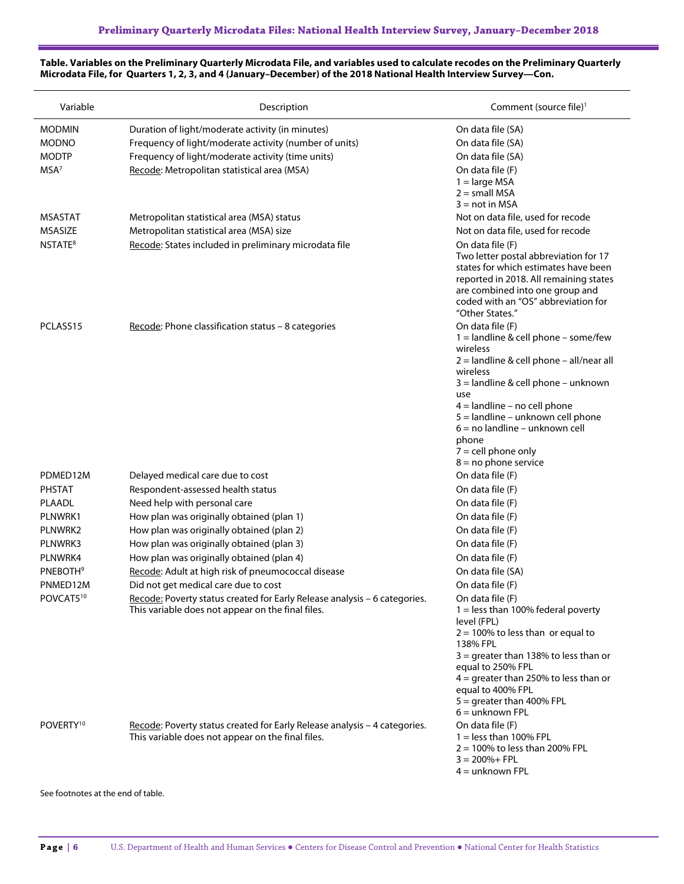**Table. Variables on the Preliminary Quarterly Microdata File, and variables used to calculate recodes on the Preliminary Quarterly Microdata File, for Quarters 1, 2, 3, and 4 (January–December) of the 2018 National Health Interview Survey—Con.**

| Variable | Description | Comment (source file)[1] |
|---|---|---|
| MODMIN | Duration of light/moderate activity (in minutes) | On data file (SA) |
| MODNO | Frequency of light/moderate activity (number of units) | On data file (SA) |
| MODTP | Frequency of light/moderate activity (time units) | On data file (SA) |
| MSA[7] | Recode: Metropolitan statistical area (MSA) | On data file (F)<br>1 = large MSA<br>2 = small MSA<br>3 = not in MSA |
| MSASTAT | Metropolitan statistical area (MSA) status | Not on data file, used for recode |
| MSASIZE | Metropolitan statistical area (MSA) size | Not on data file, used for recode |
| NSTATE[8] | Recode: States included in preliminary microdata file | On data file (F)<br>Two letter postal abbreviation for 17 states for which estimates have been reported in 2018. All remaining states are combined into one group and coded with an "OS" abbreviation for "Other States." |
| PCLASS15 | Recode: Phone classification status – 8 categories | On data file (F)<br>1 = landline & cell phone – some/few wireless<br>2 = landline & cell phone – all/near all wireless<br>3 = landline & cell phone – unknown use<br>4 = landline – no cell phone<br>5 = landline – unknown cell phone<br>6 = no landline – unknown cell phone<br>7 = cell phone only<br>8 = no phone service |
| PDMED12M | Delayed medical care due to cost | On data file (F) |
| PHSTAT | Respondent-assessed health status | On data file (F) |
| PLAADL | Need help with personal care | On data file (F) |
| PLNWRK1 | How plan was originally obtained (plan 1) | On data file (F) |
| PLNWRK2 | How plan was originally obtained (plan 2) | On data file (F) |
| PLNWRK3 | How plan was originally obtained (plan 3) | On data file (F) |
| PLNWRK4 | How plan was originally obtained (plan 4) | On data file (F) |
| PNEBOTH[9] | Recode: Adult at high risk of pneumococcal disease | On data file (SA) |
| PNMED12M | Did not get medical care due to cost | On data file (F) |
| POVCAT5[10] | Recode: Poverty status created for Early Release analysis – 6 categories. This variable does not appear on the final files. | On data file (F)<br>1 = less than 100% federal poverty level (FPL)<br>2 = 100% to less than or equal to 138% FPL<br>3 = greater than 138% to less than or equal to 250% FPL<br>4 = greater than 250% to less than or equal to 400% FPL<br>5 = greater than 400% FPL<br>6 = unknown FPL |
| POVERTY[10] | Recode: Poverty status created for Early Release analysis – 4 categories. This variable does not appear on the final files. | On data file (F)<br>1 = less than 100% FPL<br>2 = 100% to less than 200% FPL<br>3 = 200%+ FPL<br>4 = unknown FPL |

See footnotes at the end of table.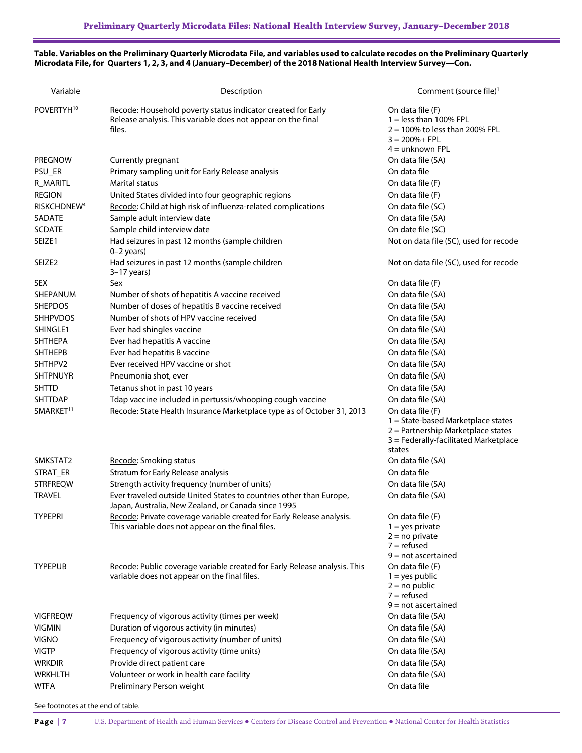**Table. Variables on the Preliminary Quarterly Microdata File, and variables used to calculate recodes on the Preliminary Quarterly Microdata File, for Quarters 1, 2, 3, and 4 (January–December) of the 2018 National Health Interview Survey—Con.**

| Variable | Description | Comment (source file)[1] |
|---|---|---|
| POVERTYH[10] | Recode: Household poverty status indicator created for Early Release analysis. This variable does not appear on the final files. | On data file (F)<br>1 = less than 100% FPL<br>2 = 100% to less than 200% FPL<br>3 = 200%+ FPL<br>4 = unknown FPL |
| PREGNOW | Currently pregnant | On data file (SA) |
| PSU_ER | Primary sampling unit for Early Release analysis | On data file |
| R_MARITL | Marital status | On data file (F) |
| REGION | United States divided into four geographic regions | On data file (F) |
| RISKCHDNEW[4] | Recode: Child at high risk of influenza-related complications | On data file (SC) |
| SADATE | Sample adult interview date | On data file (SA) |
| SCDATE | Sample child interview date | On date file (SC) |
| SEIZE1 | Had seizures in past 12 months (sample children 0–2 years) | Not on data file (SC), used for recode |
| SEIZE2 | Had seizures in past 12 months (sample children 3–17 years) | Not on data file (SC), used for recode |
| SEX | Sex | On data file (F) |
| SHEPANUM | Number of shots of hepatitis A vaccine received | On data file (SA) |
| SHEPDOS | Number of doses of hepatitis B vaccine received | On data file (SA) |
| SHHPVDOS | Number of shots of HPV vaccine received | On data file (SA) |
| SHINGLE1 | Ever had shingles vaccine | On data file (SA) |
| SHTHEPA | Ever had hepatitis A vaccine | On data file (SA) |
| SHTHEPB | Ever had hepatitis B vaccine | On data file (SA) |
| SHTHPV2 | Ever received HPV vaccine or shot | On data file (SA) |
| SHTPNUYR | Pneumonia shot, ever | On data file (SA) |
| SHTTD | Tetanus shot in past 10 years | On data file (SA) |
| SHTTDAP | Tdap vaccine included in pertussis/whooping cough vaccine | On data file (SA) |
| SMARKET[11] | Recode: State Health Insurance Marketplace type as of October 31, 2013 | On data file (F)<br>1 = State-based Marketplace states<br>2 = Partnership Marketplace states<br>3 = Federally-facilitated Marketplace states |
| SMKSTAT2 | Recode: Smoking status | On data file (SA) |
| STRAT_ER | Stratum for Early Release analysis | On data file |
| STRFREQW | Strength activity frequency (number of units) | On data file (SA) |
| TRAVEL | Ever traveled outside United States to countries other than Europe, Japan, Australia, New Zealand, or Canada since 1995 | On data file (SA) |
| TYPEPRI | Recode: Private coverage variable created for Early Release analysis. This variable does not appear on the final files. | On data file (F)<br>1 = yes private<br>2 = no private<br>7 = refused<br>9 = not ascertained |
| TYPEPUB | Recode: Public coverage variable created for Early Release analysis. This variable does not appear on the final files. | On data file (F)<br>1 = yes public<br>2 = no public<br>7 = refused<br>9 = not ascertained |
| VIGFREQW | Frequency of vigorous activity (times per week) | On data file (SA) |
| VIGMIN | Duration of vigorous activity (in minutes) | On data file (SA) |
| VIGNO | Frequency of vigorous activity (number of units) | On data file (SA) |
| VIGTP | Frequency of vigorous activity (time units) | On data file (SA) |
| WRKDIR | Provide direct patient care | On data file (SA) |
| WRKHLTH | Volunteer or work in health care facility | On data file (SA) |
| WTFA | Preliminary Person weight | On data file |

See footnotes at the end of table.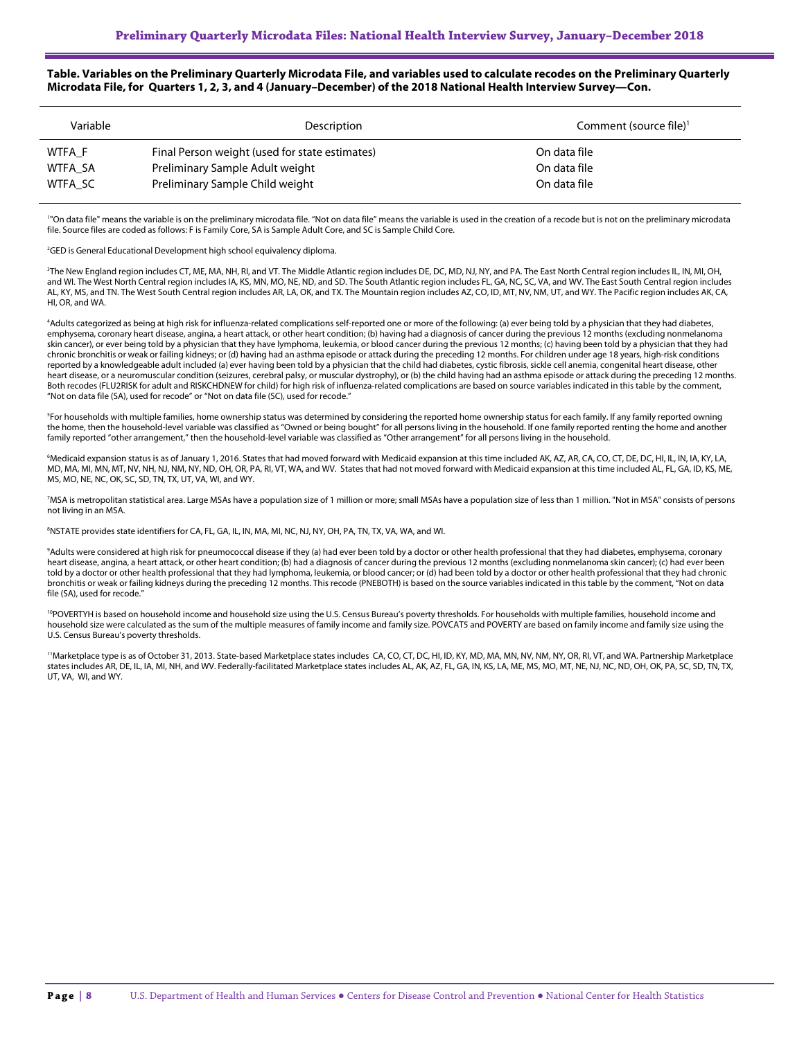**Table. Variables on the Preliminary Quarterly Microdata File, and variables used to calculate recodes on the Preliminary Quarterly Microdata File, for Quarters 1, 2, 3, and 4 (January–December) of the 2018 National Health Interview Survey—Con.**

| Variable | Description | Comment (source file)[1] |
|---|---|---|
| WTFA_F | Final Person weight (used for state estimates) | On data file |
| WTFA_SA | Preliminary Sample Adult weight | On data file |
| WTFA_SC | Preliminary Sample Child weight | On data file |

[1]"On data file" means the variable is on the preliminary microdata file. "Not on data file" means the variable is used in the creation of a recode but is not on the preliminary microdata file. Source files are coded as follows: F is Family Core, SA is Sample Adult Core, and SC is Sample Child Core.

[2]GED is General Educational Development high school equivalency diploma.

[3]The New England region includes CT, ME, MA, NH, RI, and VT. The Middle Atlantic region includes DE, DC, MD, NJ, NY, and PA. The East North Central region includes IL, IN, MI, OH, and WI. The West North Central region includes IA, KS, MN, MO, NE, ND, and SD. The South Atlantic region includes FL, GA, NC, SC, VA, and WV. The East South Central region includes AL, KY, MS, and TN. The West South Central region includes AR, LA, OK, and TX. The Mountain region includes AZ, CO, ID, MT, NV, NM, UT, and WY. The Pacific region includes AK, CA, HI, OR, and WA.

[4]Adults categorized as being at high risk for influenza-related complications self-reported one or more of the following: (a) ever being told by a physician that they had diabetes, emphysema, coronary heart disease, angina, a heart attack, or other heart condition; (b) having had a diagnosis of cancer during the previous 12 months (excluding nonmelanoma skin cancer), or ever being told by a physician that they have lymphoma, leukemia, or blood cancer during the previous 12 months; (c) having been told by a physician that they had chronic bronchitis or weak or failing kidneys; or (d) having had an asthma episode or attack during the preceding 12 months. For children under age 18 years, high-risk conditions reported by a knowledgeable adult included (a) ever having been told by a physician that the child had diabetes, cystic fibrosis, sickle cell anemia, congenital heart disease, other heart disease, or a neuromuscular condition (seizures, cerebral palsy, or muscular dystrophy), or (b) the child having had an asthma episode or attack during the preceding 12 months. Both recodes (FLU2RISK for adult and RISKCHDNEW for child) for high risk of influenza-related complications are based on source variables indicated in this table by the comment, "Not on data file (SA), used for recode" or "Not on data file (SC), used for recode."

[5]For households with multiple families, home ownership status was determined by considering the reported home ownership status for each family. If any family reported owning the home, then the household-level variable was classified as "Owned or being bought" for all persons living in the household. If one family reported renting the home and another family reported "other arrangement," then the household-level variable was classified as "Other arrangement" for all persons living in the household.

[6]Medicaid expansion status is as of January 1, 2016. States that had moved forward with Medicaid expansion at this time included AK, AZ, AR, CA, CO, CT, DE, DC, HI, IL, IN, IA, KY, LA, MD, MA, MI, MN, MT, NV, NH, NJ, NM, NY, ND, OH, OR, PA, RI, VT, WA, and WV. States that had not moved forward with Medicaid expansion at this time included AL, FL, GA, ID, KS, ME, MS, MO, NE, NC, OK, SC, SD, TN, TX, UT, VA, WI, and WY.

[7]MSA is metropolitan statistical area. Large MSAs have a population size of 1 million or more; small MSAs have a population size of less than 1 million. "Not in MSA" consists of persons not living in an MSA.

[8]NSTATE provides state identifiers for CA, FL, GA, IL, IN, MA, MI, NC, NJ, NY, OH, PA, TN, TX, VA, WA, and WI.

[9]Adults were considered at high risk for pneumococcal disease if they (a) had ever been told by a doctor or other health professional that they had diabetes, emphysema, coronary heart disease, angina, a heart attack, or other heart condition; (b) had a diagnosis of cancer during the previous 12 months (excluding nonmelanoma skin cancer); (c) had ever been told by a doctor or other health professional that they had lymphoma, leukemia, or blood cancer; or (d) had been told by a doctor or other health professional that they had chronic bronchitis or weak or failing kidneys during the preceding 12 months. This recode (PNEBOTH) is based on the source variables indicated in this table by the comment, "Not on data file (SA), used for recode."

[10]POVERTYH is based on household income and household size using the U.S. Census Bureau's poverty thresholds. For households with multiple families, household income and household size were calculated as the sum of the multiple measures of family income and family size. POVCAT5 and POVERTY are based on family income and family size using the U.S. Census Bureau's poverty thresholds.

[11]Marketplace type is as of October 31, 2013. State-based Marketplace states includes CA, CO, CT, DC, HI, ID, KY, MD, MA, MN, NV, NM, NY, OR, RI, VT, and WA. Partnership Marketplace states includes AR, DE, IL, IA, MI, NH, and WV. Federally-facilitated Marketplace states includes AL, AK, AZ, FL, GA, IN, KS, LA, ME, MS, MO, MT, NE, NJ, NC, ND, OH, OK, PA, SC, SD, TN, TX, UT, VA, WI, and WY.